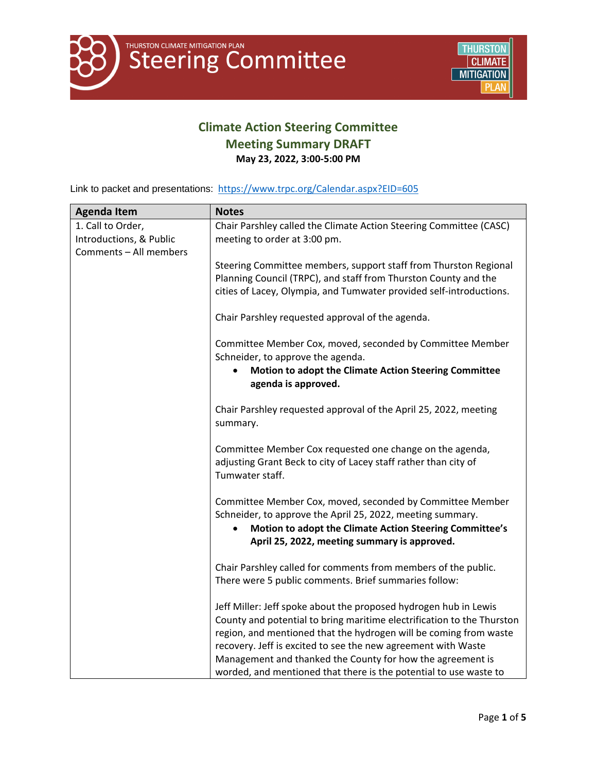THURSTON CLIMATE MITIGATION PLAN

# Steering Committee

## Climate Action Steering Committee
## Meeting Summary DRAFT

**May 23, 2022, 3:00-5:00 PM**

Link to packet and presentations: https://www.trpc.org/Calendar.aspx?EID=605

| Agenda Item | Notes |
|---|---|
| 1. Call to Order, Introductions, & Public Comments – All members | Chair Parshley called the Climate Action Steering Committee (CASC) meeting to order at 3:00 pm.<br><br>Steering Committee members, support staff from Thurston Regional Planning Council (TRPC), and staff from Thurston County and the cities of Lacey, Olympia, and Tumwater provided self-introductions.<br><br>Chair Parshley requested approval of the agenda.<br><br>Committee Member Cox, moved, seconded by Committee Member Schneider, to approve the agenda.<br>• **Motion to adopt the Climate Action Steering Committee agenda is approved.**<br><br>Chair Parshley requested approval of the April 25, 2022, meeting summary.<br><br>Committee Member Cox requested one change on the agenda, adjusting Grant Beck to city of Lacey staff rather than city of Tumwater staff.<br><br>Committee Member Cox, moved, seconded by Committee Member Schneider, to approve the April 25, 2022, meeting summary.<br>• **Motion to adopt the Climate Action Steering Committee's April 25, 2022, meeting summary is approved.**<br><br>Chair Parshley called for comments from members of the public. There were 5 public comments. Brief summaries follow:<br><br>Jeff Miller: Jeff spoke about the proposed hydrogen hub in Lewis County and potential to bring maritime electrification to the Thurston region, and mentioned that the hydrogen will be coming from waste recovery. Jeff is excited to see the new agreement with Waste Management and thanked the County for how the agreement is worded, and mentioned that there is the potential to use waste to |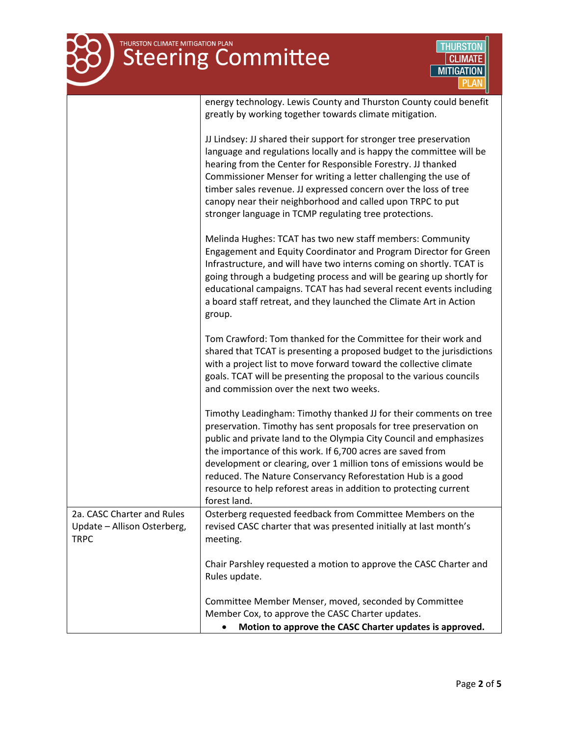| | |
|---|---|
| | energy technology. Lewis County and Thurston County could benefit greatly by working together towards climate mitigation.<br><br>JJ Lindsey: JJ shared their support for stronger tree preservation language and regulations locally and is happy the committee will be hearing from the Center for Responsible Forestry. JJ thanked Commissioner Menser for writing a letter challenging the use of timber sales revenue. JJ expressed concern over the loss of tree canopy near their neighborhood and called upon TRPC to put stronger language in TCMP regulating tree protections.<br><br>Melinda Hughes: TCAT has two new staff members: Community Engagement and Equity Coordinator and Program Director for Green Infrastructure, and will have two interns coming on shortly. TCAT is going through a budgeting process and will be gearing up shortly for educational campaigns. TCAT has had several recent events including a board staff retreat, and they launched the Climate Art in Action group.<br><br>Tom Crawford: Tom thanked for the Committee for their work and shared that TCAT is presenting a proposed budget to the jurisdictions with a project list to move forward toward the collective climate goals. TCAT will be presenting the proposal to the various councils and commission over the next two weeks.<br><br>Timothy Leadingham: Timothy thanked JJ for their comments on tree preservation. Timothy has sent proposals for tree preservation on public and private land to the Olympia City Council and emphasizes the importance of this work. If 6,700 acres are saved from development or clearing, over 1 million tons of emissions would be reduced. The Nature Conservancy Reforestation Hub is a good resource to help reforest areas in addition to protecting current forest land. |
| 2a. CASC Charter and Rules Update – Allison Osterberg, TRPC | Osterberg requested feedback from Committee Members on the revised CASC charter that was presented initially at last month's meeting.<br><br>Chair Parshley requested a motion to approve the CASC Charter and Rules update.<br><br>Committee Member Menser, moved, seconded by Committee Member Cox, to approve the CASC Charter updates.<br>• **Motion to approve the CASC Charter updates is approved.** |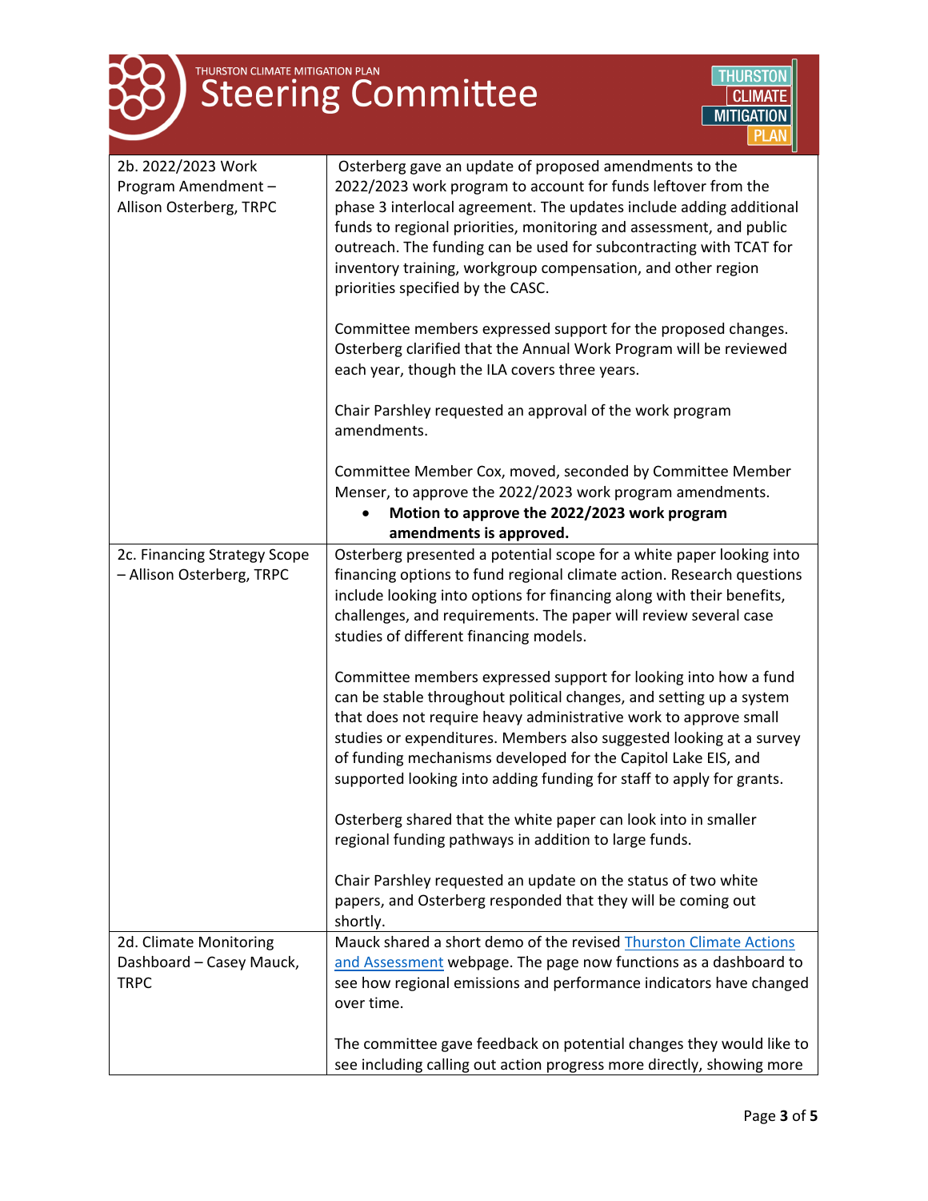| | |
|---|---|
| 2b. 2022/2023 Work Program Amendment – Allison Osterberg, TRPC | Osterberg gave an update of proposed amendments to the 2022/2023 work program to account for funds leftover from the phase 3 interlocal agreement. The updates include adding additional funds to regional priorities, monitoring and assessment, and public outreach. The funding can be used for subcontracting with TCAT for inventory training, workgroup compensation, and other region priorities specified by the CASC.<br><br>Committee members expressed support for the proposed changes. Osterberg clarified that the Annual Work Program will be reviewed each year, though the ILA covers three years.<br><br>Chair Parshley requested an approval of the work program amendments.<br><br>Committee Member Cox, moved, seconded by Committee Member Menser, to approve the 2022/2023 work program amendments.<br>• **Motion to approve the 2022/2023 work program amendments is approved.** |
| 2c. Financing Strategy Scope – Allison Osterberg, TRPC | Osterberg presented a potential scope for a white paper looking into financing options to fund regional climate action. Research questions include looking into options for financing along with their benefits, challenges, and requirements. The paper will review several case studies of different financing models.<br><br>Committee members expressed support for looking into how a fund can be stable throughout political changes, and setting up a system that does not require heavy administrative work to approve small studies or expenditures. Members also suggested looking at a survey of funding mechanisms developed for the Capitol Lake EIS, and supported looking into adding funding for staff to apply for grants.<br><br>Osterberg shared that the white paper can look into in smaller regional funding pathways in addition to large funds.<br><br>Chair Parshley requested an update on the status of two white papers, and Osterberg responded that they will be coming out shortly. |
| 2d. Climate Monitoring Dashboard – Casey Mauck, TRPC | Mauck shared a short demo of the revised Thurston Climate Actions and Assessment webpage. The page now functions as a dashboard to see how regional emissions and performance indicators have changed over time.<br><br>The committee gave feedback on potential changes they would like to see including calling out action progress more directly, showing more |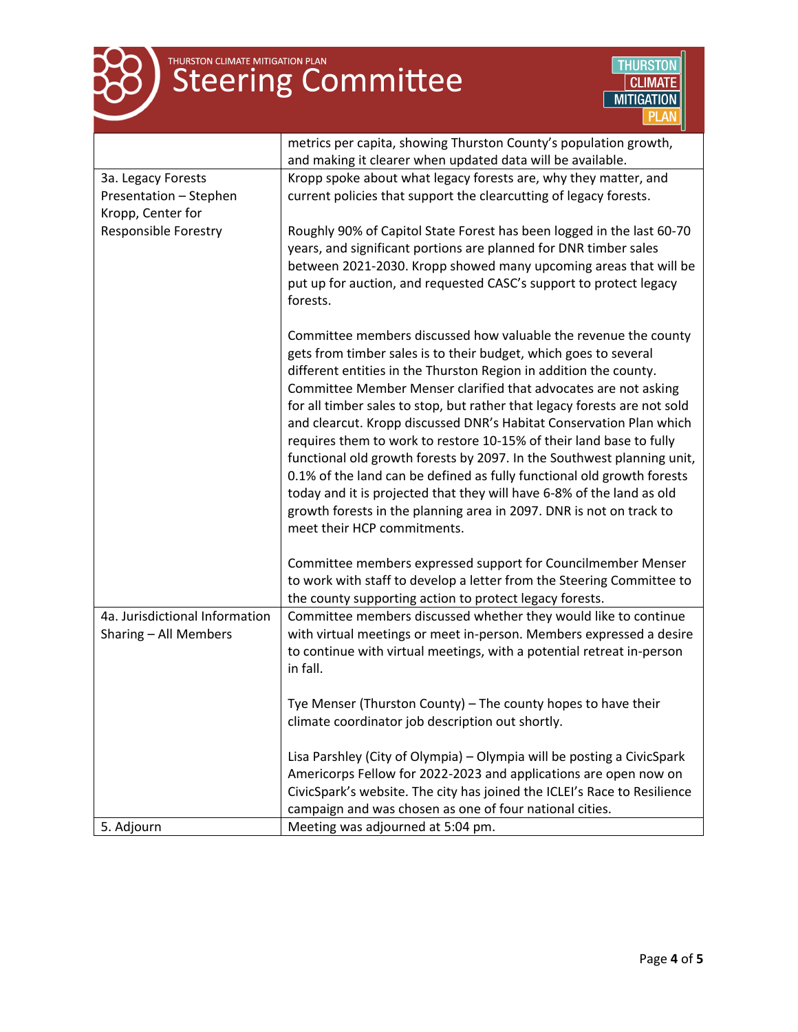| | |
|---|---|
| | metrics per capita, showing Thurston County's population growth, and making it clearer when updated data will be available. |
| 3a. Legacy Forests Presentation – Stephen Kropp, Center for Responsible Forestry | Kropp spoke about what legacy forests are, why they matter, and current policies that support the clearcutting of legacy forests.<br><br>Roughly 90% of Capitol State Forest has been logged in the last 60-70 years, and significant portions are planned for DNR timber sales between 2021-2030. Kropp showed many upcoming areas that will be put up for auction, and requested CASC's support to protect legacy forests.<br><br>Committee members discussed how valuable the revenue the county gets from timber sales is to their budget, which goes to several different entities in the Thurston Region in addition the county. Committee Member Menser clarified that advocates are not asking for all timber sales to stop, but rather that legacy forests are not sold and clearcut. Kropp discussed DNR's Habitat Conservation Plan which requires them to work to restore 10-15% of their land base to fully functional old growth forests by 2097. In the Southwest planning unit, 0.1% of the land can be defined as fully functional old growth forests today and it is projected that they will have 6-8% of the land as old growth forests in the planning area in 2097. DNR is not on track to meet their HCP commitments.<br><br>Committee members expressed support for Councilmember Menser to work with staff to develop a letter from the Steering Committee to the county supporting action to protect legacy forests. |
| 4a. Jurisdictional Information Sharing – All Members | Committee members discussed whether they would like to continue with virtual meetings or meet in-person. Members expressed a desire to continue with virtual meetings, with a potential retreat in-person in fall.<br><br>Tye Menser (Thurston County) – The county hopes to have their climate coordinator job description out shortly.<br><br>Lisa Parshley (City of Olympia) – Olympia will be posting a CivicSpark Americorps Fellow for 2022-2023 and applications are open now on CivicSpark's website. The city has joined the ICLEI's Race to Resilience campaign and was chosen as one of four national cities. |
| 5. Adjourn | Meeting was adjourned at 5:04 pm. |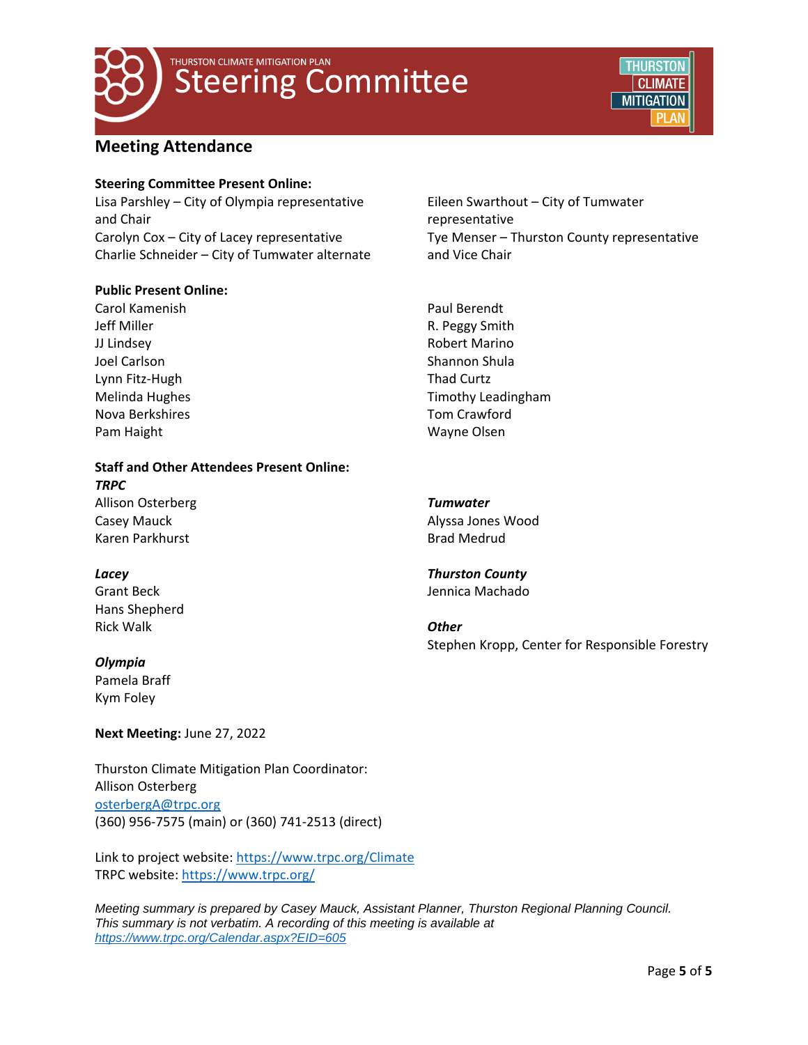## Meeting Attendance

**Steering Committee Present Online:**

Lisa Parshley – City of Olympia representative and Chair
Carolyn Cox – City of Lacey representative
Charlie Schneider – City of Tumwater alternate
Eileen Swarthout – City of Tumwater representative
Tye Menser – Thurston County representative and Vice Chair

**Public Present Online:**

Carol Kamenish
Jeff Miller
JJ Lindsey
Joel Carlson
Lynn Fitz-Hugh
Melinda Hughes
Nova Berkshires
Pam Haight
Paul Berendt
R. Peggy Smith
Robert Marino
Shannon Shula
Thad Curtz
Timothy Leadingham
Tom Crawford
Wayne Olsen

**Staff and Other Attendees Present Online:**

***TRPC***
Allison Osterberg
Casey Mauck
Karen Parkhurst

***Lacey***
Grant Beck
Hans Shepherd
Rick Walk

***Olympia***
Pamela Braff
Kym Foley

***Tumwater***
Alyssa Jones Wood
Brad Medrud

***Thurston County***
Jennica Machado

***Other***
Stephen Kropp, Center for Responsible Forestry

**Next Meeting:** June 27, 2022

Thurston Climate Mitigation Plan Coordinator:
Allison Osterberg
osterbergA@trpc.org
(360) 956-7575 (main) or (360) 741-2513 (direct)

Link to project website: https://www.trpc.org/Climate
TRPC website: https://www.trpc.org/

*Meeting summary is prepared by Casey Mauck, Assistant Planner, Thurston Regional Planning Council. This summary is not verbatim. A recording of this meeting is available at https://www.trpc.org/Calendar.aspx?EID=605*